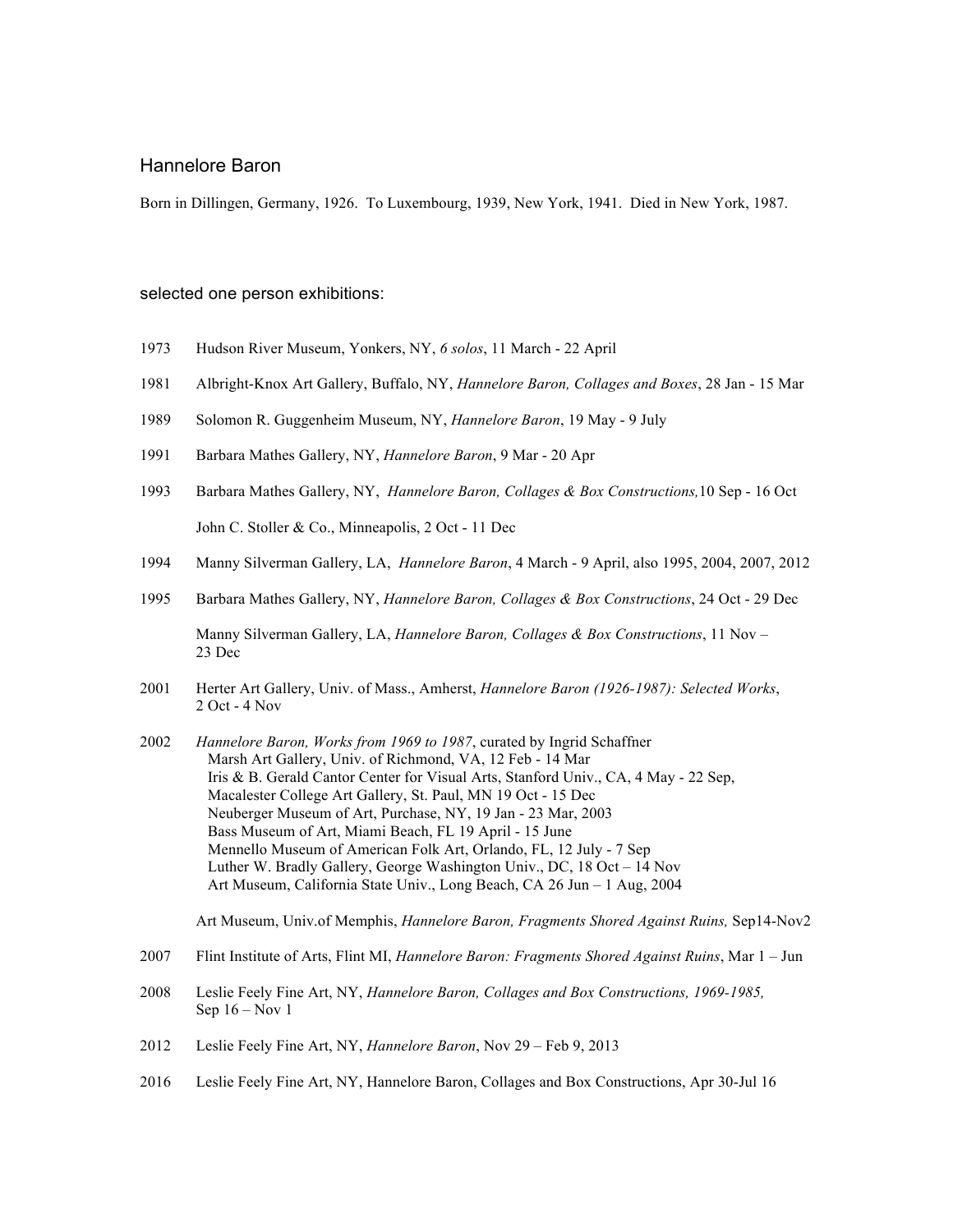# Hannelore Baron

Born in Dillingen, Germany, 1926. To Luxembourg, 1939, New York, 1941. Died in New York, 1987.

## selected one person exhibitions:

1973 Hudson River Museum, Yonkers, NY, *6 solos*, 11 March - 22 April

1981 Albright-Knox Art Gallery, Buffalo, NY, *Hannelore Baron, Collages and Boxes*, 28 Jan - 15 Mar

1989 Solomon R. Guggenheim Museum, NY, *Hannelore Baron*, 19 May - 9 July

1991 Barbara Mathes Gallery, NY, *Hannelore Baron*, 9 Mar - 20 Apr

1993 Barbara Mathes Gallery, NY, *Hannelore Baron, Collages & Box Constructions,*10 Sep - 16 Oct

John C. Stoller & Co., Minneapolis, 2 Oct - 11 Dec

1994 Manny Silverman Gallery, LA, *Hannelore Baron*, 4 March - 9 April, also 1995, 2004, 2007, 2012

1995 Barbara Mathes Gallery, NY, *Hannelore Baron, Collages & Box Constructions*, 24 Oct - 29 Dec

Manny Silverman Gallery, LA, *Hannelore Baron, Collages & Box Constructions*, 11 Nov – 23 Dec

2001 Herter Art Gallery, Univ. of Mass., Amherst, *Hannelore Baron (1926-1987): Selected Works*, 2 Oct - 4 Nov

2002 *Hannelore Baron, Works from 1969 to 1987*, curated by Ingrid Schaffner
- Marsh Art Gallery, Univ. of Richmond, VA, 12 Feb - 14 Mar
- Iris & B. Gerald Cantor Center for Visual Arts, Stanford Univ., CA, 4 May - 22 Sep,
- Macalester College Art Gallery, St. Paul, MN 19 Oct - 15 Dec
- Neuberger Museum of Art, Purchase, NY, 19 Jan - 23 Mar, 2003
- Bass Museum of Art, Miami Beach, FL 19 April - 15 June
- Mennello Museum of American Folk Art, Orlando, FL, 12 July - 7 Sep
- Luther W. Bradly Gallery, George Washington Univ., DC, 18 Oct – 14 Nov
- Art Museum, California State Univ., Long Beach, CA 26 Jun – 1 Aug, 2004

Art Museum, Univ.of Memphis, *Hannelore Baron, Fragments Shored Against Ruins,* Sep14-Nov2

2007 Flint Institute of Arts, Flint MI, *Hannelore Baron: Fragments Shored Against Ruins*, Mar 1 – Jun

2008 Leslie Feely Fine Art, NY, *Hannelore Baron, Collages and Box Constructions, 1969-1985,* Sep 16 – Nov 1

2012 Leslie Feely Fine Art, NY, *Hannelore Baron*, Nov 29 – Feb 9, 2013

2016 Leslie Feely Fine Art, NY, Hannelore Baron, Collages and Box Constructions, Apr 30-Jul 16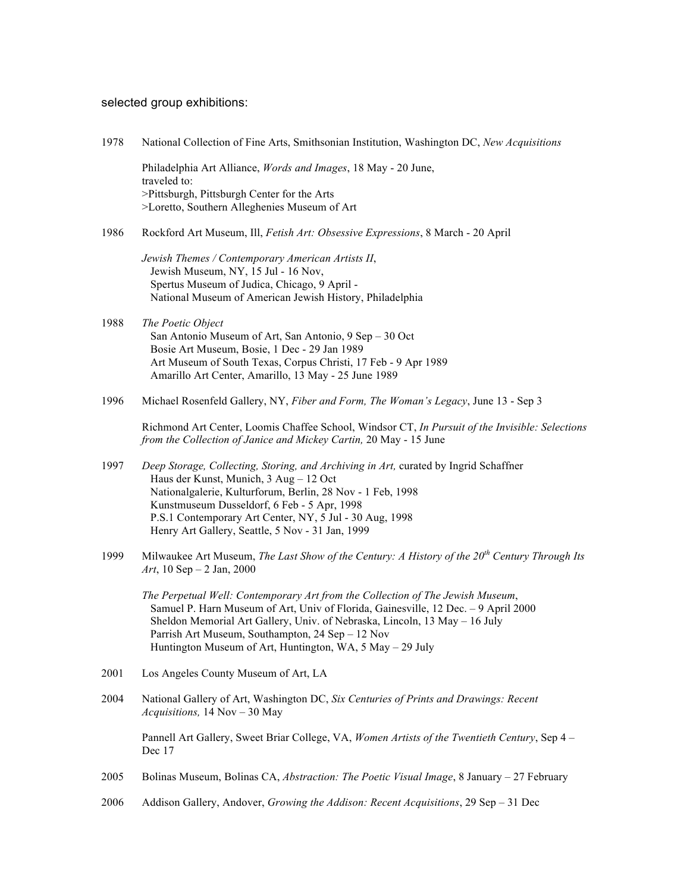selected group exhibitions:

1978 National Collection of Fine Arts, Smithsonian Institution, Washington DC, *New Acquisitions*

Philadelphia Art Alliance, *Words and Images*, 18 May - 20 June,
traveled to:
>Pittsburgh, Pittsburgh Center for the Arts
>Loretto, Southern Alleghenies Museum of Art

1986 Rockford Art Museum, Ill, *Fetish Art: Obsessive Expressions*, 8 March - 20 April

*Jewish Themes / Contemporary American Artists II*,
Jewish Museum, NY, 15 Jul - 16 Nov,
Spertus Museum of Judica, Chicago, 9 April -
National Museum of American Jewish History, Philadelphia

1988 *The Poetic Object*
San Antonio Museum of Art, San Antonio, 9 Sep – 30 Oct
Bosie Art Museum, Bosie, 1 Dec - 29 Jan 1989
Art Museum of South Texas, Corpus Christi, 17 Feb - 9 Apr 1989
Amarillo Art Center, Amarillo, 13 May - 25 June 1989

1996 Michael Rosenfeld Gallery, NY, *Fiber and Form, The Woman's Legacy*, June 13 - Sep 3

Richmond Art Center, Loomis Chaffee School, Windsor CT, *In Pursuit of the Invisible: Selections from the Collection of Janice and Mickey Cartin,* 20 May - 15 June

1997 *Deep Storage, Collecting, Storing, and Archiving in Art,* curated by Ingrid Schaffner
Haus der Kunst, Munich, 3 Aug – 12 Oct
Nationalgalerie, Kulturforum, Berlin, 28 Nov - 1 Feb, 1998
Kunstmuseum Dusseldorf, 6 Feb - 5 Apr, 1998
P.S.1 Contemporary Art Center, NY, 5 Jul - 30 Aug, 1998
Henry Art Gallery, Seattle, 5 Nov - 31 Jan, 1999

1999 Milwaukee Art Museum, *The Last Show of the Century: A History of the 20th Century Through Its Art*, 10 Sep – 2 Jan, 2000

*The Perpetual Well: Contemporary Art from the Collection of The Jewish Museum*,
Samuel P. Harn Museum of Art, Univ of Florida, Gainesville, 12 Dec. – 9 April 2000
Sheldon Memorial Art Gallery, Univ. of Nebraska, Lincoln, 13 May – 16 July
Parrish Art Museum, Southampton, 24 Sep – 12 Nov
Huntington Museum of Art, Huntington, WA, 5 May – 29 July

2001 Los Angeles County Museum of Art, LA

2004 National Gallery of Art, Washington DC, *Six Centuries of Prints and Drawings: Recent Acquisitions,* 14 Nov – 30 May

Pannell Art Gallery, Sweet Briar College, VA, *Women Artists of the Twentieth Century*, Sep 4 – Dec 17

2005 Bolinas Museum, Bolinas CA, *Abstraction: The Poetic Visual Image*, 8 January – 27 February

2006 Addison Gallery, Andover, *Growing the Addison: Recent Acquisitions*, 29 Sep – 31 Dec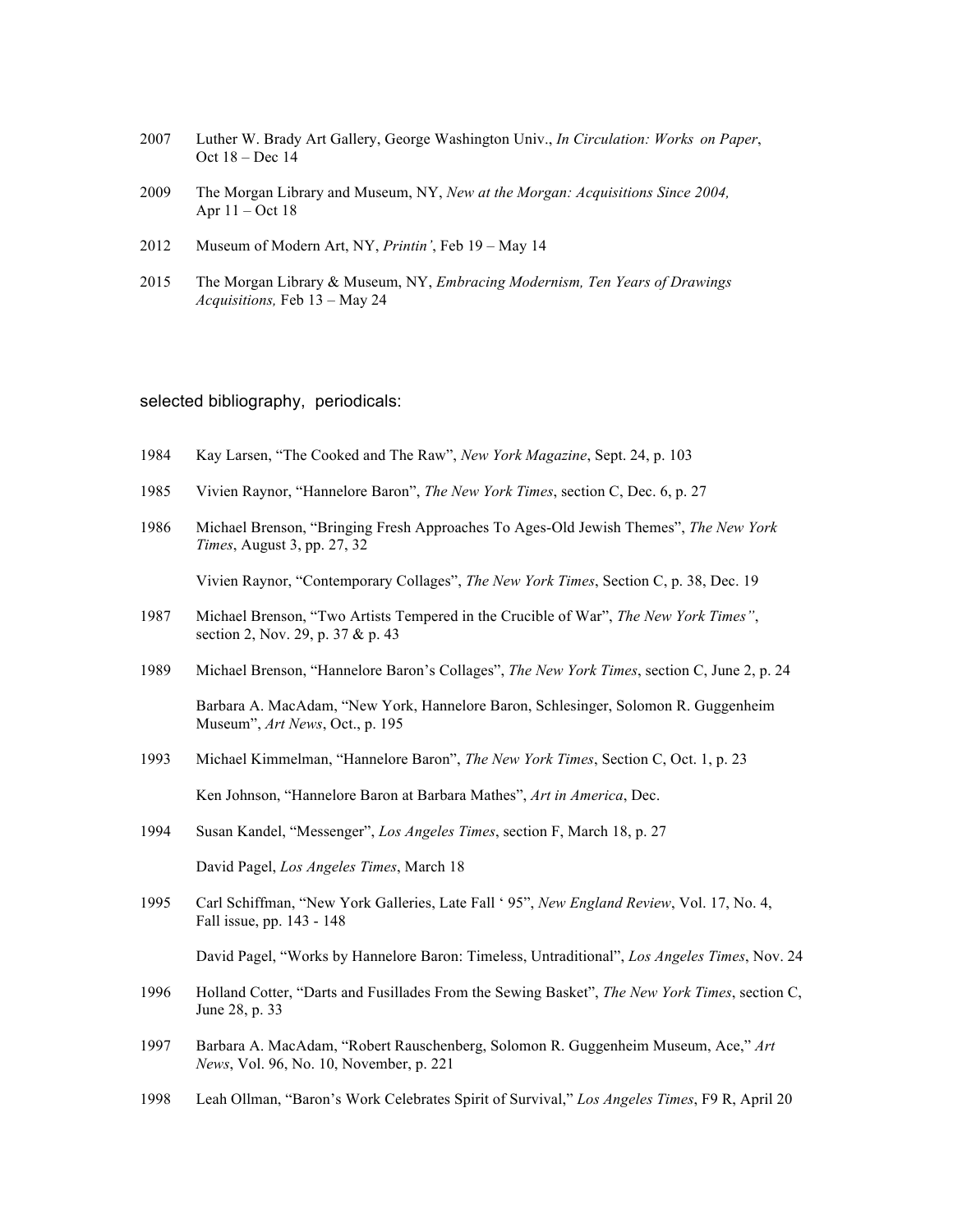2007 Luther W. Brady Art Gallery, George Washington Univ., *In Circulation: Works on Paper*, Oct 18 – Dec 14

2009 The Morgan Library and Museum, NY, *New at the Morgan: Acquisitions Since 2004,* Apr 11 – Oct 18

2012 Museum of Modern Art, NY, *Printin'*, Feb 19 – May 14

2015 The Morgan Library & Museum, NY, *Embracing Modernism, Ten Years of Drawings Acquisitions,* Feb 13 – May 24

## selected bibliography, periodicals:

1984 Kay Larsen, "The Cooked and The Raw", *New York Magazine*, Sept. 24, p. 103

1985 Vivien Raynor, "Hannelore Baron", *The New York Times*, section C, Dec. 6, p. 27

1986 Michael Brenson, "Bringing Fresh Approaches To Ages-Old Jewish Themes", *The New York Times*, August 3, pp. 27, 32

Vivien Raynor, "Contemporary Collages", *The New York Times*, Section C, p. 38, Dec. 19

1987 Michael Brenson, "Two Artists Tempered in the Crucible of War", *The New York Times"*, section 2, Nov. 29, p. 37 & p. 43

1989 Michael Brenson, "Hannelore Baron's Collages", *The New York Times*, section C, June 2, p. 24

Barbara A. MacAdam, "New York, Hannelore Baron, Schlesinger, Solomon R. Guggenheim Museum", *Art News*, Oct., p. 195

1993 Michael Kimmelman, "Hannelore Baron", *The New York Times*, Section C, Oct. 1, p. 23

Ken Johnson, "Hannelore Baron at Barbara Mathes", *Art in America*, Dec.

1994 Susan Kandel, "Messenger", *Los Angeles Times*, section F, March 18, p. 27

David Pagel, *Los Angeles Times*, March 18

1995 Carl Schiffman, "New York Galleries, Late Fall ' 95", *New England Review*, Vol. 17, No. 4, Fall issue, pp. 143 - 148

David Pagel, "Works by Hannelore Baron: Timeless, Untraditional", *Los Angeles Times*, Nov. 24

1996 Holland Cotter, "Darts and Fusillades From the Sewing Basket", *The New York Times*, section C, June 28, p. 33

1997 Barbara A. MacAdam, "Robert Rauschenberg, Solomon R. Guggenheim Museum, Ace," *Art News*, Vol. 96, No. 10, November, p. 221

1998 Leah Ollman, "Baron's Work Celebrates Spirit of Survival," *Los Angeles Times*, F9 R, April 20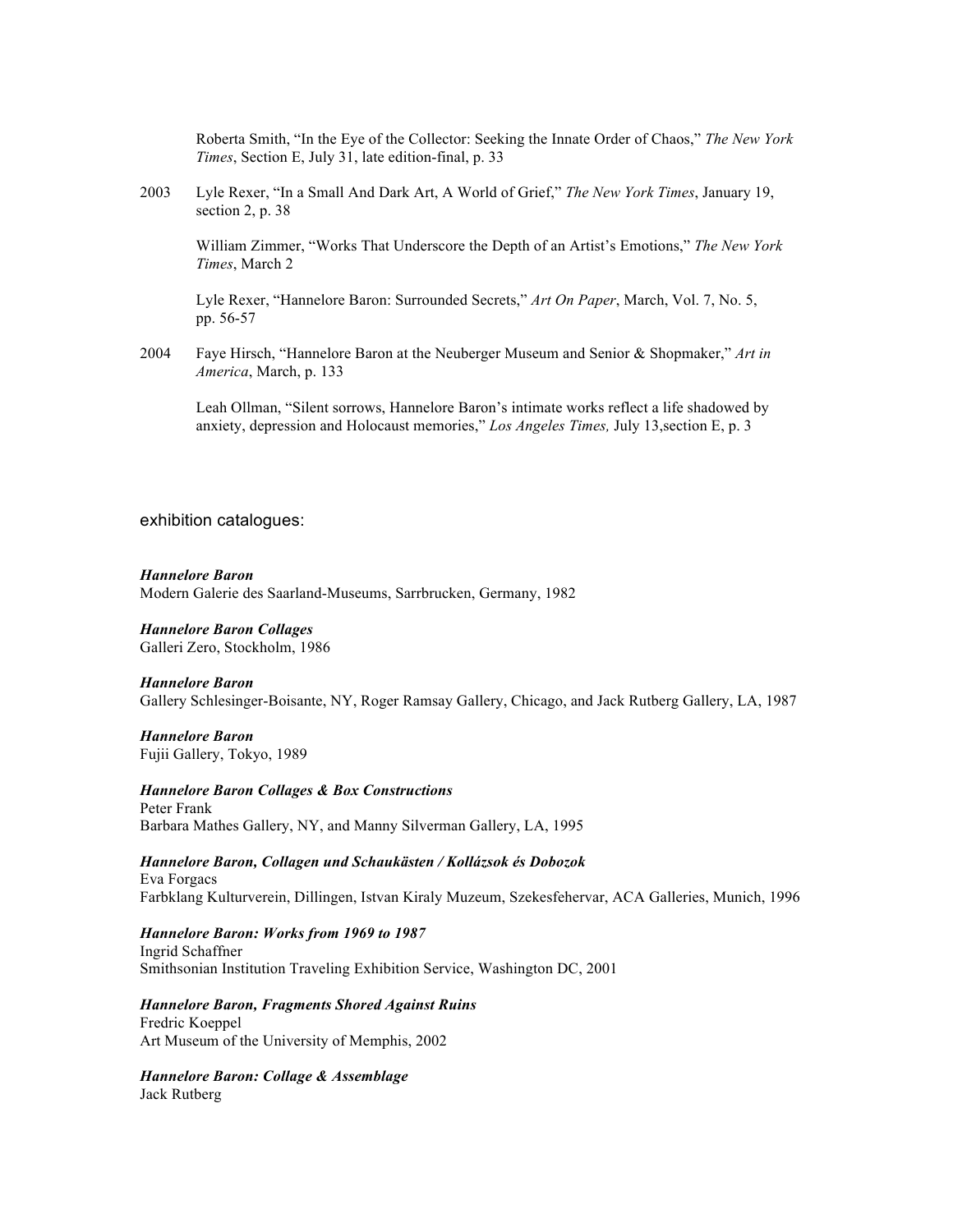Roberta Smith, “In the Eye of the Collector: Seeking the Innate Order of Chaos,” *The New York Times*, Section E, July 31, late edition-final, p. 33

2003 Lyle Rexer, “In a Small And Dark Art, A World of Grief,” *The New York Times*, January 19, section 2, p. 38

William Zimmer, “Works That Underscore the Depth of an Artist’s Emotions,” *The New York Times*, March 2

Lyle Rexer, “Hannelore Baron: Surrounded Secrets,” *Art On Paper*, March, Vol. 7, No. 5, pp. 56-57

2004 Faye Hirsch, “Hannelore Baron at the Neuberger Museum and Senior & Shopmaker,” *Art in America*, March, p. 133

Leah Ollman, “Silent sorrows, Hannelore Baron’s intimate works reflect a life shadowed by anxiety, depression and Holocaust memories,” *Los Angeles Times,* July 13,section E, p. 3

## exhibition catalogues:

***Hannelore Baron***
Modern Galerie des Saarland-Museums, Sarrbrucken, Germany, 1982

***Hannelore Baron Collages***
Galleri Zero, Stockholm, 1986

***Hannelore Baron***
Gallery Schlesinger-Boisante, NY, Roger Ramsay Gallery, Chicago, and Jack Rutberg Gallery, LA, 1987

***Hannelore Baron***
Fujii Gallery, Tokyo, 1989

***Hannelore Baron Collages & Box Constructions***
Peter Frank
Barbara Mathes Gallery, NY, and Manny Silverman Gallery, LA, 1995

***Hannelore Baron, Collagen und Schaukästen / Kollázsok és Dobozok***
Eva Forgacs
Farbklang Kulturverein, Dillingen, Istvan Kiraly Muzeum, Szekesfehervar, ACA Galleries, Munich, 1996

***Hannelore Baron: Works from 1969 to 1987***
Ingrid Schaffner
Smithsonian Institution Traveling Exhibition Service, Washington DC, 2001

***Hannelore Baron, Fragments Shored Against Ruins***
Fredric Koeppel
Art Museum of the University of Memphis, 2002

***Hannelore Baron: Collage & Assemblage***
Jack Rutberg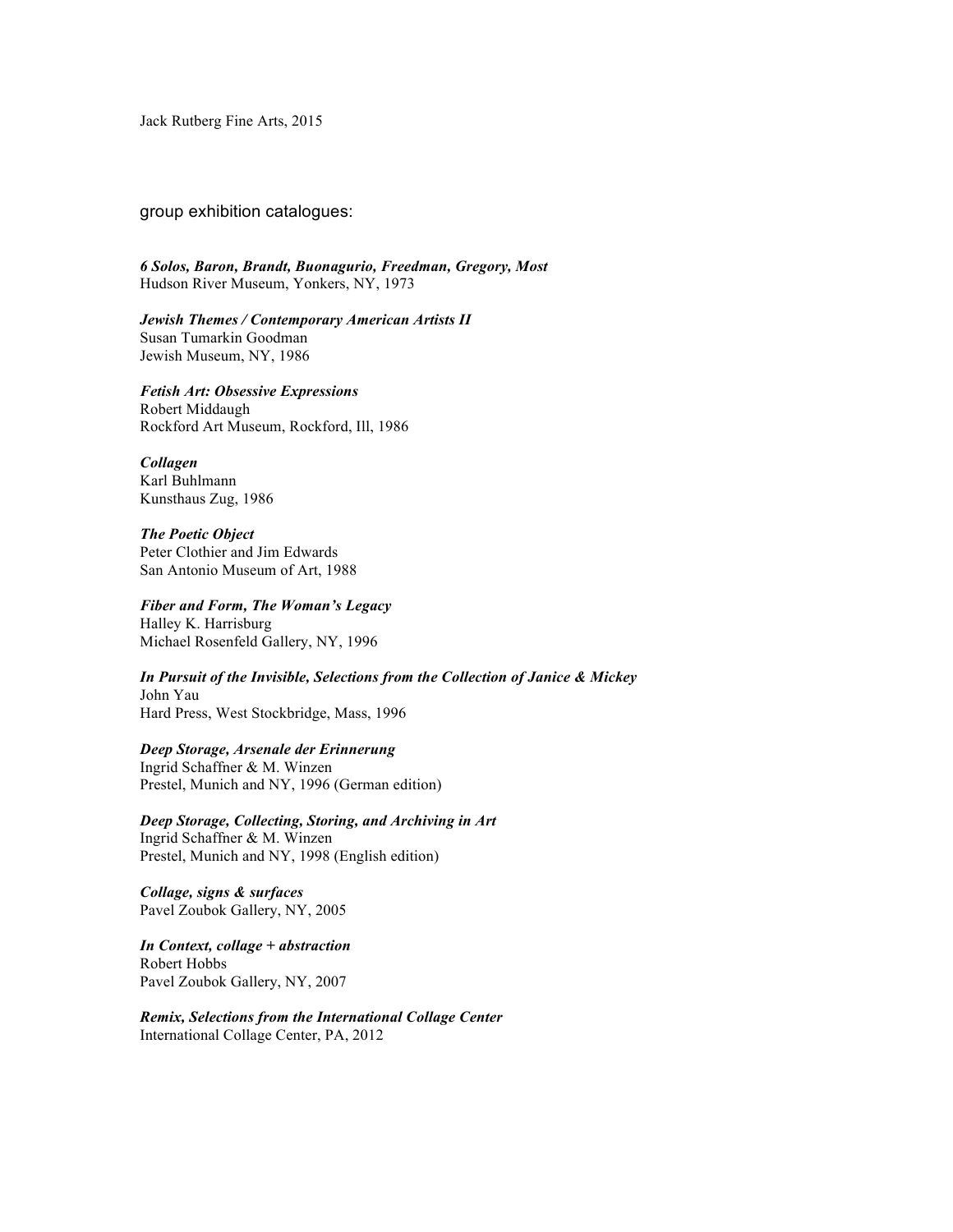Jack Rutberg Fine Arts, 2015

## group exhibition catalogues:

***6 Solos, Baron, Brandt, Buonagurio, Freedman, Gregory, Most***
Hudson River Museum, Yonkers, NY, 1973

***Jewish Themes / Contemporary American Artists II***
Susan Tumarkin Goodman
Jewish Museum, NY, 1986

***Fetish Art: Obsessive Expressions***
Robert Middaugh
Rockford Art Museum, Rockford, Ill, 1986

***Collagen***
Karl Buhlmann
Kunsthaus Zug, 1986

***The Poetic Object***
Peter Clothier and Jim Edwards
San Antonio Museum of Art, 1988

***Fiber and Form, The Woman's Legacy***
Halley K. Harrisburg
Michael Rosenfeld Gallery, NY, 1996

***In Pursuit of the Invisible, Selections from the Collection of Janice & Mickey***
John Yau
Hard Press, West Stockbridge, Mass, 1996

***Deep Storage, Arsenale der Erinnerung***
Ingrid Schaffner & M. Winzen
Prestel, Munich and NY, 1996 (German edition)

***Deep Storage, Collecting, Storing, and Archiving in Art***
Ingrid Schaffner & M. Winzen
Prestel, Munich and NY, 1998 (English edition)

***Collage, signs & surfaces***
Pavel Zoubok Gallery, NY, 2005

***In Context, collage + abstraction***
Robert Hobbs
Pavel Zoubok Gallery, NY, 2007

***Remix, Selections from the International Collage Center***
International Collage Center, PA, 2012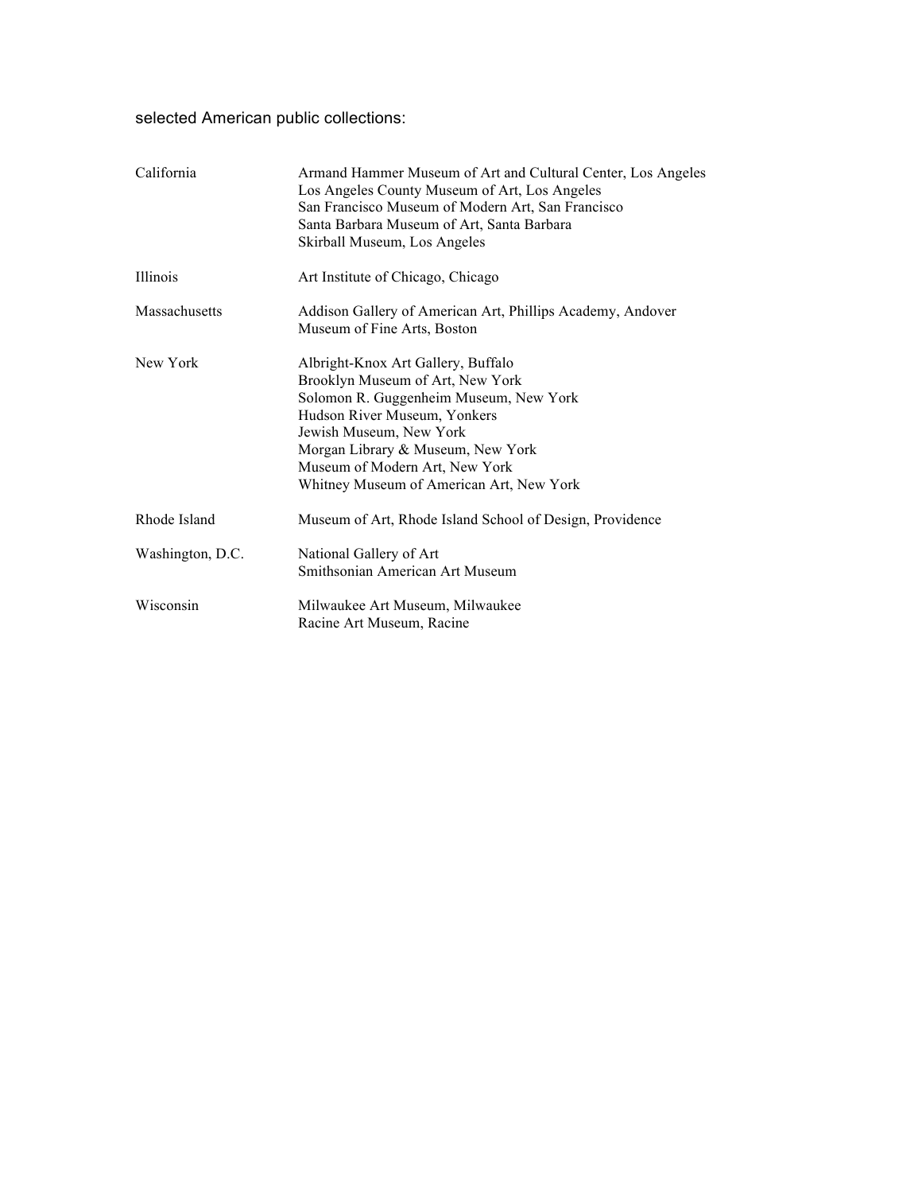## selected American public collections:

| | |
|---|---|
| California | Armand Hammer Museum of Art and Cultural Center, Los Angeles<br>Los Angeles County Museum of Art, Los Angeles<br>San Francisco Museum of Modern Art, San Francisco<br>Santa Barbara Museum of Art, Santa Barbara<br>Skirball Museum, Los Angeles |
| Illinois | Art Institute of Chicago, Chicago |
| Massachusetts | Addison Gallery of American Art, Phillips Academy, Andover<br>Museum of Fine Arts, Boston |
| New York | Albright-Knox Art Gallery, Buffalo<br>Brooklyn Museum of Art, New York<br>Solomon R. Guggenheim Museum, New York<br>Hudson River Museum, Yonkers<br>Jewish Museum, New York<br>Morgan Library & Museum, New York<br>Museum of Modern Art, New York<br>Whitney Museum of American Art, New York |
| Rhode Island | Museum of Art, Rhode Island School of Design, Providence |
| Washington, D.C. | National Gallery of Art<br>Smithsonian American Art Museum |
| Wisconsin | Milwaukee Art Museum, Milwaukee<br>Racine Art Museum, Racine |